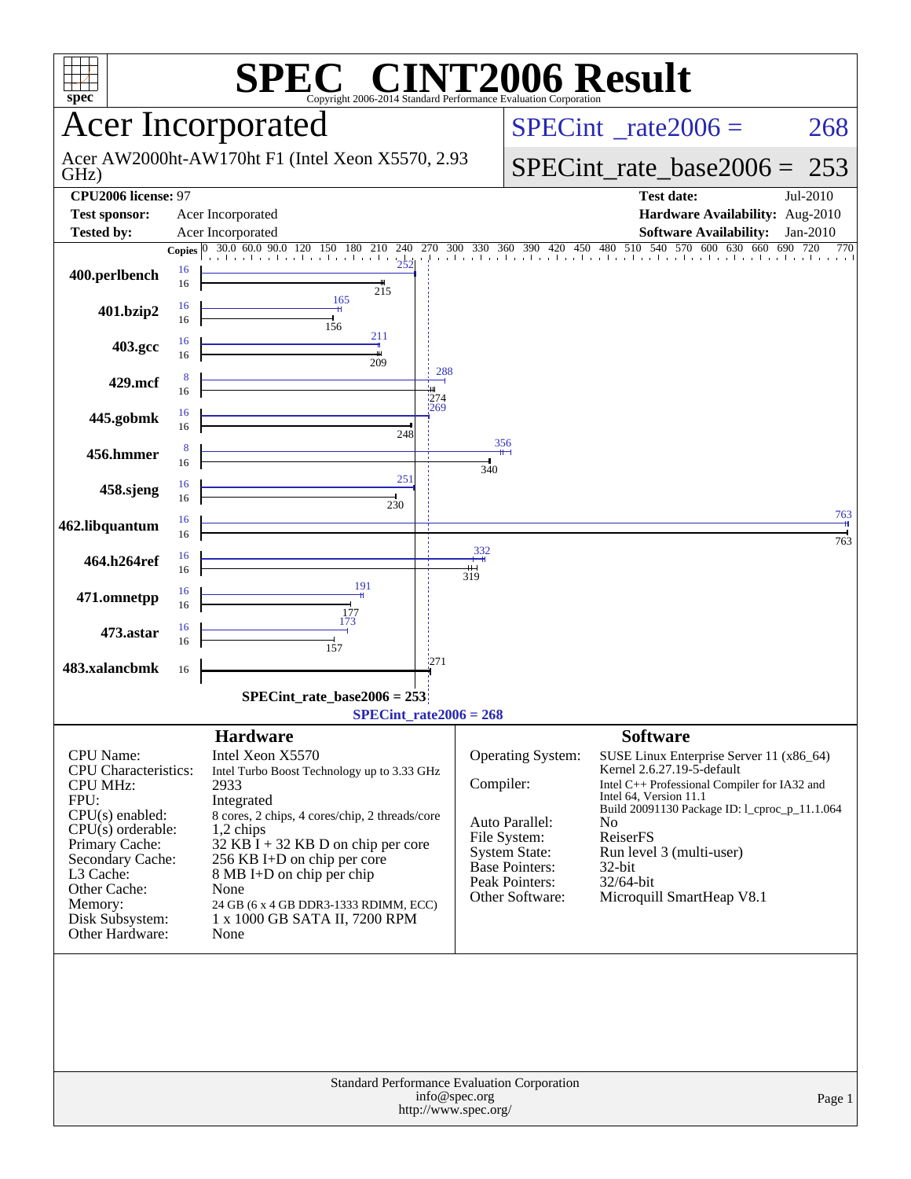# SPEC® CINT2006 Result

Copyright 2006-2014 Standard Performance Evaluation Corporation

## Acer Incorporated

Acer AW2000ht-AW170ht F1 (Intel Xeon X5570, 2.93 GHz)

SPECint_rate2006 = 268

SPECint_rate_base2006 = 253

| | | | |
|---|---|---|---|
| **CPU2006 license:** 97 | | **Test date:** | Jul-2010 |
| **Test sponsor:** | Acer Incorporated | **Hardware Availability:** | Aug-2010 |
| **Tested by:** | Acer Incorporated | **Software Availability:** | Jan-2010 |

| Benchmark | Copies (peak) | Peak | Copies (base) | Base |
|---|---|---|---|---|
| 400.perlbench | 16 | 252 | 16 | 215 |
| 401.bzip2 | 16 | 165 | 16 | 156 |
| 403.gcc | 16 | 211 | 16 | 209 |
| 429.mcf | 8 | 288 | 16 | 274 |
| 445.gobmk | 16 | 269 | 16 | 248 |
| 456.hmmer | 8 | 356 | 16 | 340 |
| 458.sjeng | 16 | 251 | 16 | 230 |
| 462.libquantum | 16 | 763 | 16 | 763 |
| 464.h264ref | 16 | 332 | 16 | 319 |
| 471.omnetpp | 16 | 191 | 16 | 177 |
| 473.astar | 16 | 173 | 16 | 157 |
| 483.xalancbmk | | | 16 | 271 |

SPECint_rate_base2006 = 253

SPECint_rate2006 = 268

### Hardware

| | |
|---|---|
| CPU Name: | Intel Xeon X5570 |
| CPU Characteristics: | Intel Turbo Boost Technology up to 3.33 GHz |
| CPU MHz: | 2933 |
| FPU: | Integrated |
| CPU(s) enabled: | 8 cores, 2 chips, 4 cores/chip, 2 threads/core |
| CPU(s) orderable: | 1,2 chips |
| Primary Cache: | 32 KB I + 32 KB D on chip per core |
| Secondary Cache: | 256 KB I+D on chip per core |
| L3 Cache: | 8 MB I+D on chip per chip |
| Other Cache: | None |
| Memory: | 24 GB (6 x 4 GB DDR3-1333 RDIMM, ECC) |
| Disk Subsystem: | 1 x 1000 GB SATA II, 7200 RPM |
| Other Hardware: | None |

### Software

| | |
|---|---|
| Operating System: | SUSE Linux Enterprise Server 11 (x86_64) Kernel 2.6.27.19-5-default |
| Compiler: | Intel C++ Professional Compiler for IA32 and Intel 64, Version 11.1 Build 20091130 Package ID: l_cproc_p_11.1.064 |
| Auto Parallel: | No |
| File System: | ReiserFS |
| System State: | Run level 3 (multi-user) |
| Base Pointers: | 32-bit |
| Peak Pointers: | 32/64-bit |
| Other Software: | Microquill SmartHeap V8.1 |

Standard Performance Evaluation Corporation
info@spec.org
http://www.spec.org/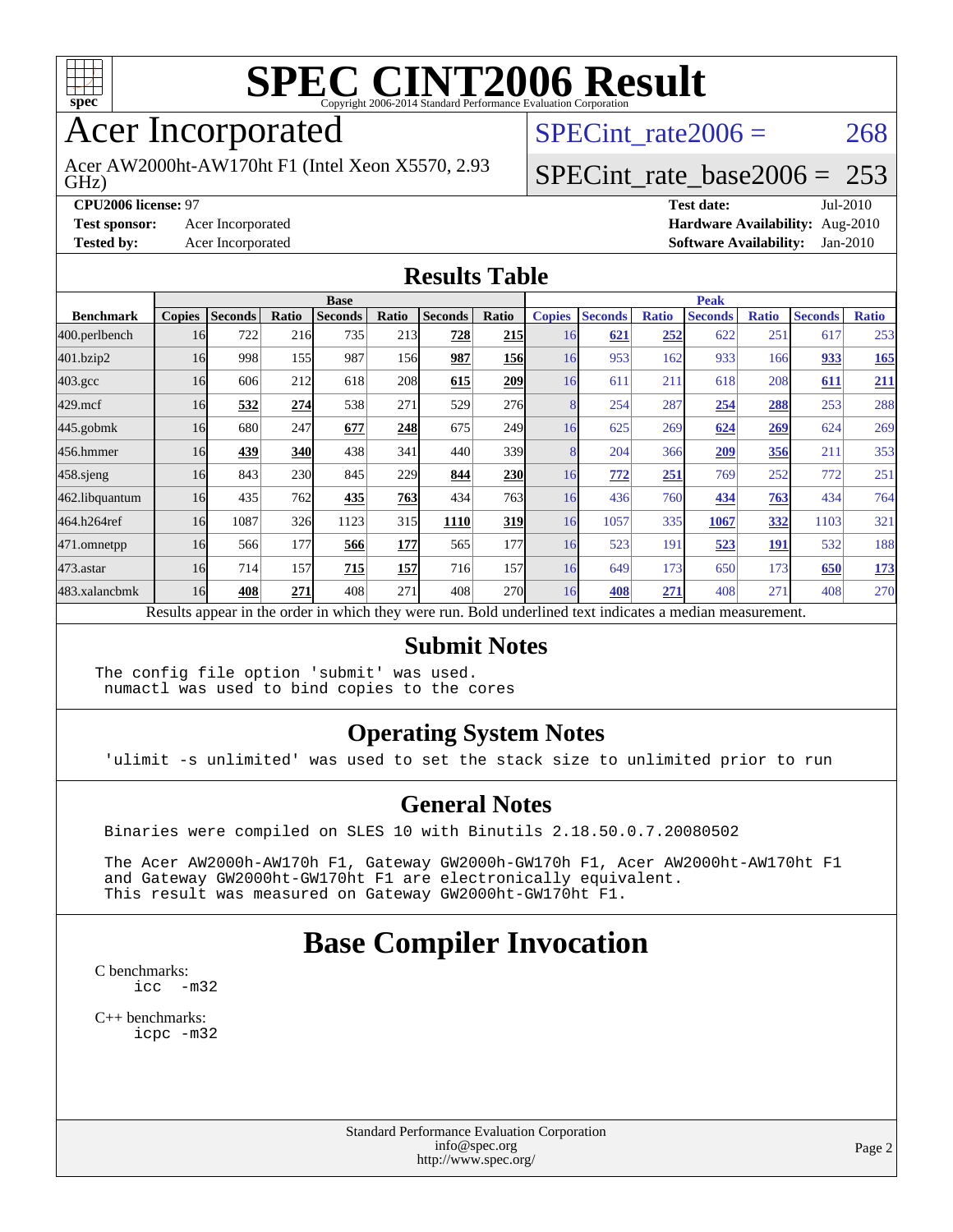# SPEC CINT2006 Result

Copyright 2006-2014 Standard Performance Evaluation Corporation

# Acer Incorporated

Acer AW2000ht-AW170ht F1 (Intel Xeon X5570, 2.93 GHz)

SPECint_rate2006 = 268

SPECint_rate_base2006 = 253

**CPU2006 license:** 97
**Test sponsor:** Acer Incorporated
**Tested by:** Acer Incorporated
**Test date:** Jul-2010
**Hardware Availability:** Aug-2010
**Software Availability:** Jan-2010

## Results Table

| Benchmark | Base | | | | | | | Peak | | | | | | |
|---|---|---|---|---|---|---|---|---|---|---|---|---|---|---|
| | Copies | Seconds | Ratio | Seconds | Ratio | Seconds | Ratio | Copies | Seconds | Ratio | Seconds | Ratio | Seconds | Ratio |
| 400.perlbench | 16 | 722 | 216 | 735 | 213 | **728** | **215** | 16 | **621** | **252** | 622 | 251 | 617 | 253 |
| 401.bzip2 | 16 | 998 | 155 | 987 | 156 | **987** | **156** | 16 | 953 | 162 | 933 | 166 | **933** | **165** |
| 403.gcc | 16 | 606 | 212 | 618 | 208 | **615** | **209** | 16 | 611 | 211 | 618 | 208 | **611** | **211** |
| 429.mcf | 16 | **532** | **274** | 538 | 271 | 529 | 276 | 8 | 254 | 287 | **254** | **288** | 253 | 288 |
| 445.gobmk | 16 | 680 | 247 | **677** | **248** | 675 | 249 | 16 | 625 | 269 | **624** | **269** | 624 | 269 |
| 456.hmmer | 16 | **439** | **340** | 438 | 341 | 440 | 339 | 8 | 204 | 366 | **209** | **356** | 211 | 353 |
| 458.sjeng | 16 | 843 | 230 | 845 | 229 | **844** | **230** | 16 | **772** | **251** | 769 | 252 | 772 | 251 |
| 462.libquantum | 16 | 435 | 762 | **435** | **763** | 434 | 763 | 16 | 436 | 760 | **434** | **763** | 434 | 764 |
| 464.h264ref | 16 | 1087 | 326 | 1123 | 315 | **1110** | **319** | 16 | 1057 | 335 | **1067** | **332** | 1103 | 321 |
| 471.omnetpp | 16 | 566 | 177 | **566** | **177** | 565 | 177 | 16 | 523 | 191 | **523** | **191** | 532 | 188 |
| 473.astar | 16 | 714 | 157 | **715** | **157** | 716 | 157 | 16 | 649 | 173 | 650 | 173 | **650** | **173** |
| 483.xalancbmk | 16 | **408** | **271** | 408 | 271 | 408 | 270 | 16 | **408** | **271** | 408 | 271 | 408 | 270 |

Results appear in the order in which they were run. Bold underlined text indicates a median measurement.

## Submit Notes

```
The config file option 'submit' was used.
 numactl was used to bind copies to the cores
```

## Operating System Notes

```
'ulimit -s unlimited' was used to set the stack size to unlimited prior to run
```

## General Notes

```
Binaries were compiled on SLES 10 with Binutils 2.18.50.0.7.20080502

The Acer AW2000h-AW170h F1, Gateway GW2000h-GW170h F1, Acer AW2000ht-AW170ht F1
and Gateway GW2000ht-GW170ht F1 are electronically equivalent.
This result was measured on Gateway GW2000ht-GW170ht F1.
```

# Base Compiler Invocation

C benchmarks:
```
icc  -m32
```

C++ benchmarks:
```
icpc -m32
```

Standard Performance Evaluation Corporation
info@spec.org
http://www.spec.org/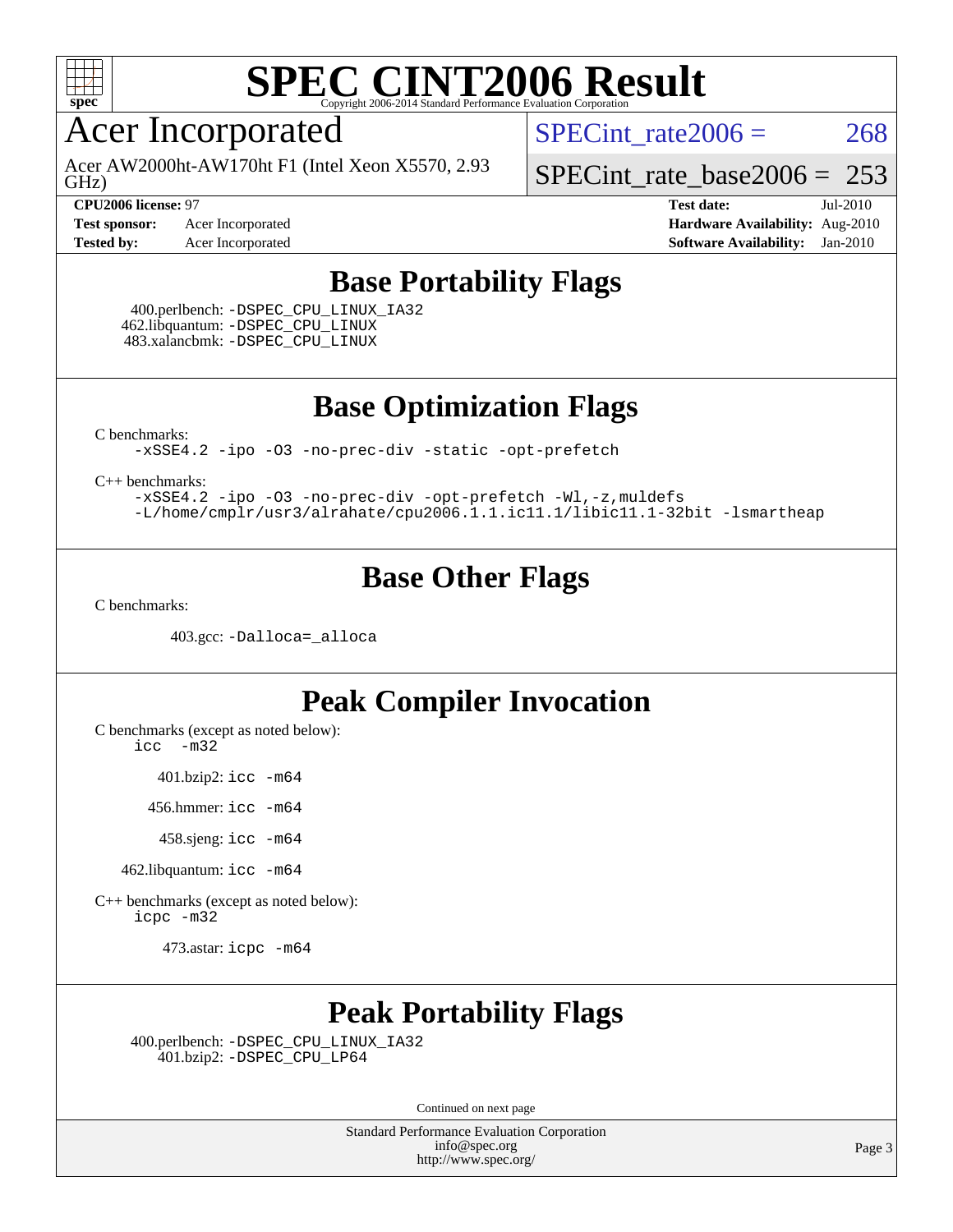# SPEC CINT2006 Result

Copyright 2006-2014 Standard Performance Evaluation Corporation

## Acer Incorporated

Acer AW2000ht-AW170ht F1 (Intel Xeon X5570, 2.93 GHz)

SPECint_rate2006 = 268

SPECint_rate_base2006 = 253

**CPU2006 license:** 97
**Test sponsor:** Acer Incorporated
**Tested by:** Acer Incorporated

**Test date:** Jul-2010
**Hardware Availability:** Aug-2010
**Software Availability:** Jan-2010

## Base Portability Flags

400.perlbench: -DSPEC_CPU_LINUX_IA32
462.libquantum: -DSPEC_CPU_LINUX
483.xalancbmk: -DSPEC_CPU_LINUX

## Base Optimization Flags

C benchmarks:

```
-xSSE4.2 -ipo -O3 -no-prec-div -static -opt-prefetch
```

C++ benchmarks:

```
-xSSE4.2 -ipo -O3 -no-prec-div -opt-prefetch -Wl,-z,muldefs
-L/home/cmplr/usr3/alrahate/cpu2006.1.1.ic11.1/libic11.1-32bit -lsmartheap
```

## Base Other Flags

C benchmarks:

403.gcc: -Dalloca=_alloca

## Peak Compiler Invocation

C benchmarks (except as noted below):

```
icc  -m32
```

401.bzip2: icc -m64

456.hmmer: icc -m64

458.sjeng: icc -m64

462.libquantum: icc -m64

C++ benchmarks (except as noted below):

```
icpc -m32
```

473.astar: icpc -m64

## Peak Portability Flags

400.perlbench: -DSPEC_CPU_LINUX_IA32
401.bzip2: -DSPEC_CPU_LP64

Continued on next page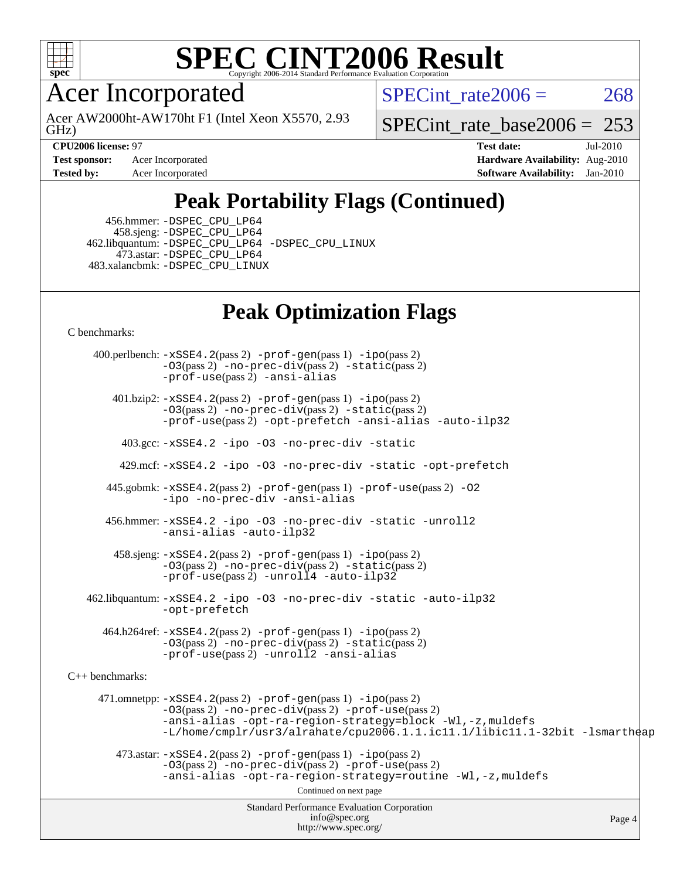# SPEC CINT2006 Result

## Acer Incorporated

Acer AW2000ht-AW170ht F1 (Intel Xeon X5570, 2.93 GHz)

SPECint_rate2006 = 268

SPECint_rate_base2006 = 253

**CPU2006 license:** 97
**Test sponsor:** Acer Incorporated
**Tested by:** Acer Incorporated
**Test date:** Jul-2010
**Hardware Availability:** Aug-2010
**Software Availability:** Jan-2010

## Peak Portability Flags (Continued)

456.hmmer: -DSPEC_CPU_LP64
458.sjeng: -DSPEC_CPU_LP64
462.libquantum: -DSPEC_CPU_LP64 -DSPEC_CPU_LINUX
473.astar: -DSPEC_CPU_LP64
483.xalancbmk: -DSPEC_CPU_LINUX

## Peak Optimization Flags

C benchmarks:

400.perlbench: -xSSE4.2(pass 2) -prof-gen(pass 1) -ipo(pass 2) -O3(pass 2) -no-prec-div(pass 2) -static(pass 2) -prof-use(pass 2) -ansi-alias

401.bzip2: -xSSE4.2(pass 2) -prof-gen(pass 1) -ipo(pass 2) -O3(pass 2) -no-prec-div(pass 2) -static(pass 2) -prof-use(pass 2) -opt-prefetch -ansi-alias -auto-ilp32

403.gcc: -xSSE4.2 -ipo -O3 -no-prec-div -static

429.mcf: -xSSE4.2 -ipo -O3 -no-prec-div -static -opt-prefetch

445.gobmk: -xSSE4.2(pass 2) -prof-gen(pass 1) -prof-use(pass 2) -O2 -ipo -no-prec-div -ansi-alias

456.hmmer: -xSSE4.2 -ipo -O3 -no-prec-div -static -unroll2 -ansi-alias -auto-ilp32

458.sjeng: -xSSE4.2(pass 2) -prof-gen(pass 1) -ipo(pass 2) -O3(pass 2) -no-prec-div(pass 2) -static(pass 2) -prof-use(pass 2) -unroll4 -auto-ilp32

462.libquantum: -xSSE4.2 -ipo -O3 -no-prec-div -static -auto-ilp32 -opt-prefetch

464.h264ref: -xSSE4.2(pass 2) -prof-gen(pass 1) -ipo(pass 2) -O3(pass 2) -no-prec-div(pass 2) -static(pass 2) -prof-use(pass 2) -unroll2 -ansi-alias

C++ benchmarks:

471.omnetpp: -xSSE4.2(pass 2) -prof-gen(pass 1) -ipo(pass 2) -O3(pass 2) -no-prec-div(pass 2) -prof-use(pass 2) -ansi-alias -opt-ra-region-strategy=block -Wl,-z,muldefs -L/home/cmplr/usr3/alrahate/cpu2006.1.1.ic11.1/libic11.1-32bit -lsmartheap

473.astar: -xSSE4.2(pass 2) -prof-gen(pass 1) -ipo(pass 2) -O3(pass 2) -no-prec-div(pass 2) -prof-use(pass 2) -ansi-alias -opt-ra-region-strategy=routine -Wl,-z,muldefs

Continued on next page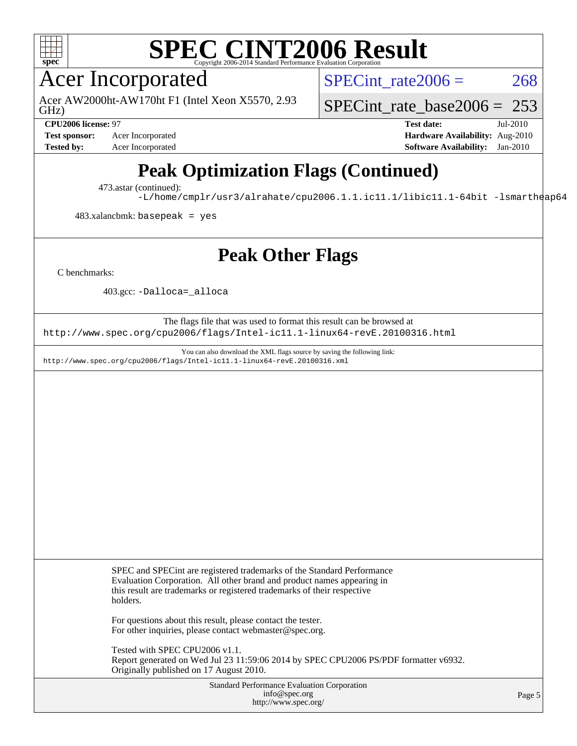# SPEC CINT2006 Result

Copyright 2006-2014 Standard Performance Evaluation Corporation

## Acer Incorporated

Acer AW2000ht-AW170ht F1 (Intel Xeon X5570, 2.93 GHz)

SPECint_rate2006 = 268

SPECint_rate_base2006 = 253

**CPU2006 license:** 97

**Test sponsor:** Acer Incorporated

**Tested by:** Acer Incorporated

**Test date:** Jul-2010

**Hardware Availability:** Aug-2010

**Software Availability:** Jan-2010

## Peak Optimization Flags (Continued)

473.astar (continued):
`-L/home/cmplr/usr3/alrahate/cpu2006.1.1.ic11.1/libic11.1-64bit -lsmartheap64`

483.xalancbmk: `basepeak = yes`

## Peak Other Flags

C benchmarks:

403.gcc: `-Dalloca=_alloca`

The flags file that was used to format this result can be browsed at
http://www.spec.org/cpu2006/flags/Intel-ic11.1-linux64-revE.20100316.html

You can also download the XML flags source by saving the following link:
http://www.spec.org/cpu2006/flags/Intel-ic11.1-linux64-revE.20100316.xml

SPEC and SPECint are registered trademarks of the Standard Performance Evaluation Corporation. All other brand and product names appearing in this result are trademarks or registered trademarks of their respective holders.

For questions about this result, please contact the tester.
For other inquiries, please contact webmaster@spec.org.

Tested with SPEC CPU2006 v1.1.
Report generated on Wed Jul 23 11:59:06 2014 by SPEC CPU2006 PS/PDF formatter v6932.
Originally published on 17 August 2010.

Standard Performance Evaluation Corporation
info@spec.org
http://www.spec.org/